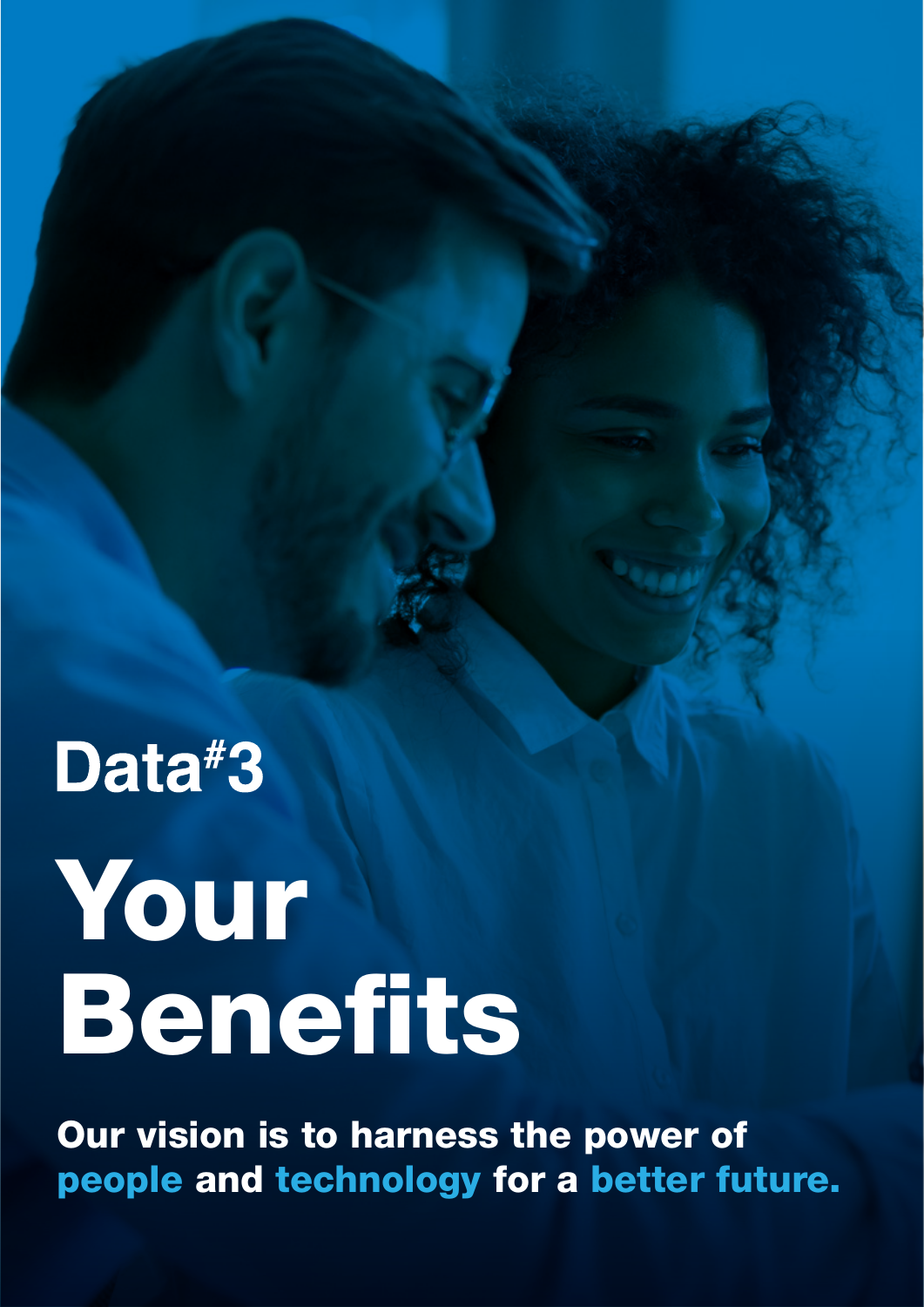Data#3

# Your Benefits

**Our vision is to harness the power of people and technology for a better future.**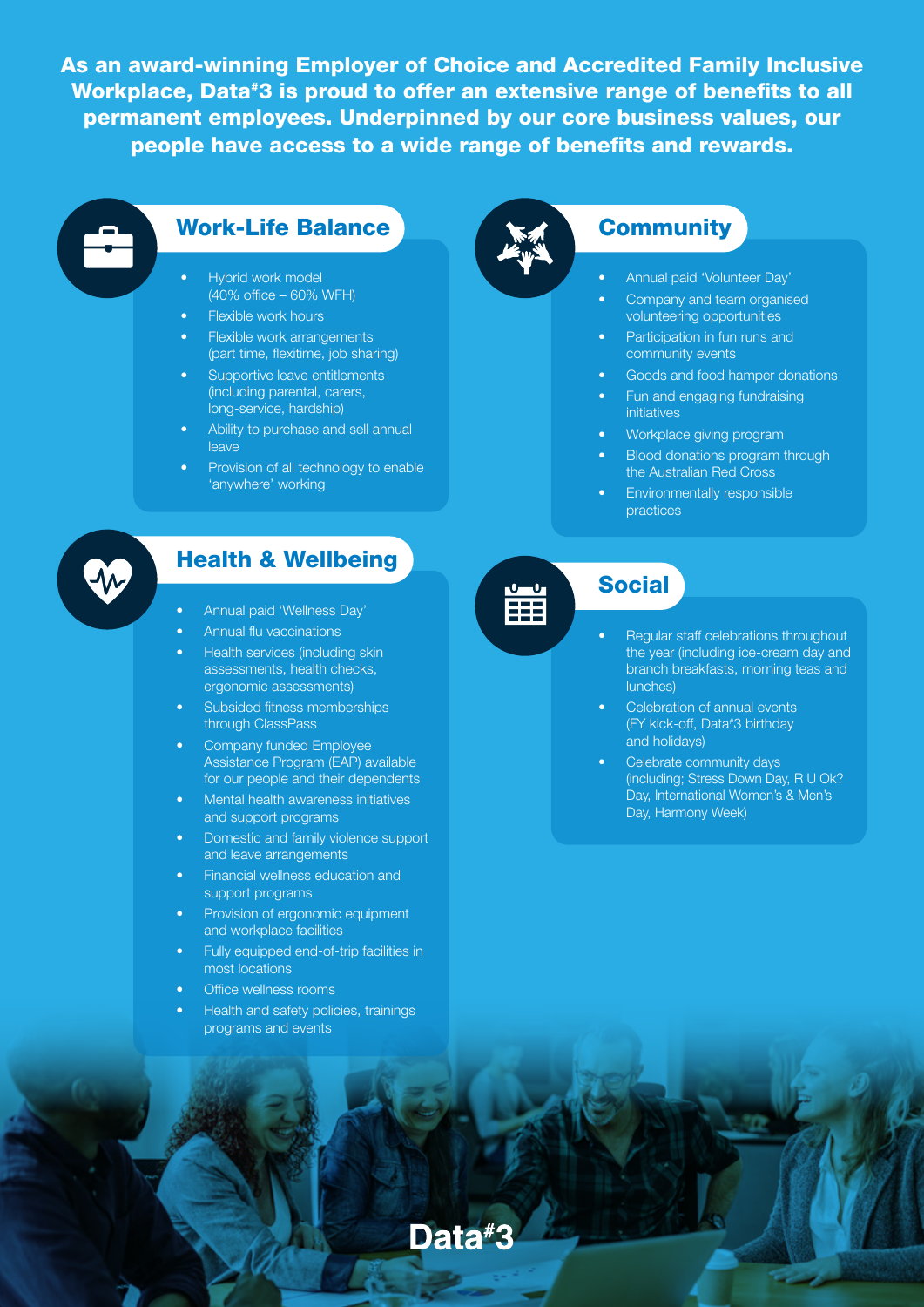**As an award-winning Employer of Choice and Accredited Family Inclusive Workplace, Data#3 is proud to offer an extensive range of benefits to all permanent employees. Underpinned by our core business values, our people have access to a wide range of benefits and rewards.**

## Work-Life Balance

- Hybrid work model (40% office – 60% WFH)
- Flexible work hours
- Flexible work arrangements (part time, flexitime, job sharing)
- Supportive leave entitlements (including parental, carers, long-service, hardship)
- Ability to purchase and sell annual leave
- Provision of all technology to enable 'anywhere' working

## Health & Wellbeing

- Annual paid 'Wellness Day'
- Annual flu vaccinations
- Health services (including skin assessments, health checks, ergonomic assessments)
- Subsided fitness memberships through ClassPass
- Company funded Employee Assistance Program (EAP) available for our people and their dependents
- Mental health awareness initiatives and support programs
- Domestic and family violence support and leave arrangements
- Financial wellness education and support programs
- Provision of ergonomic equipment and workplace facilities
- Fully equipped end-of-trip facilities in most locations
- Office wellness rooms
- Health and safety policies, trainings programs and events

## Community

- Annual paid 'Volunteer Day'
- Company and team organised volunteering opportunities
- Participation in fun runs and community events
- Goods and food hamper donations
- Fun and engaging fundraising initiatives
- Workplace giving program
- Blood donations program through the Australian Red Cross
- Environmentally responsible practices

## Social

- Regular staff celebrations throughout the year (including ice-cream day and branch breakfasts, morning teas and lunches)
- Celebration of annual events (FY kick-off, Data#3 birthday and holidays)
- Celebrate community days (including; Stress Down Day, R U Ok? Day, International Women's & Men's Day, Harmony Week)

Data#3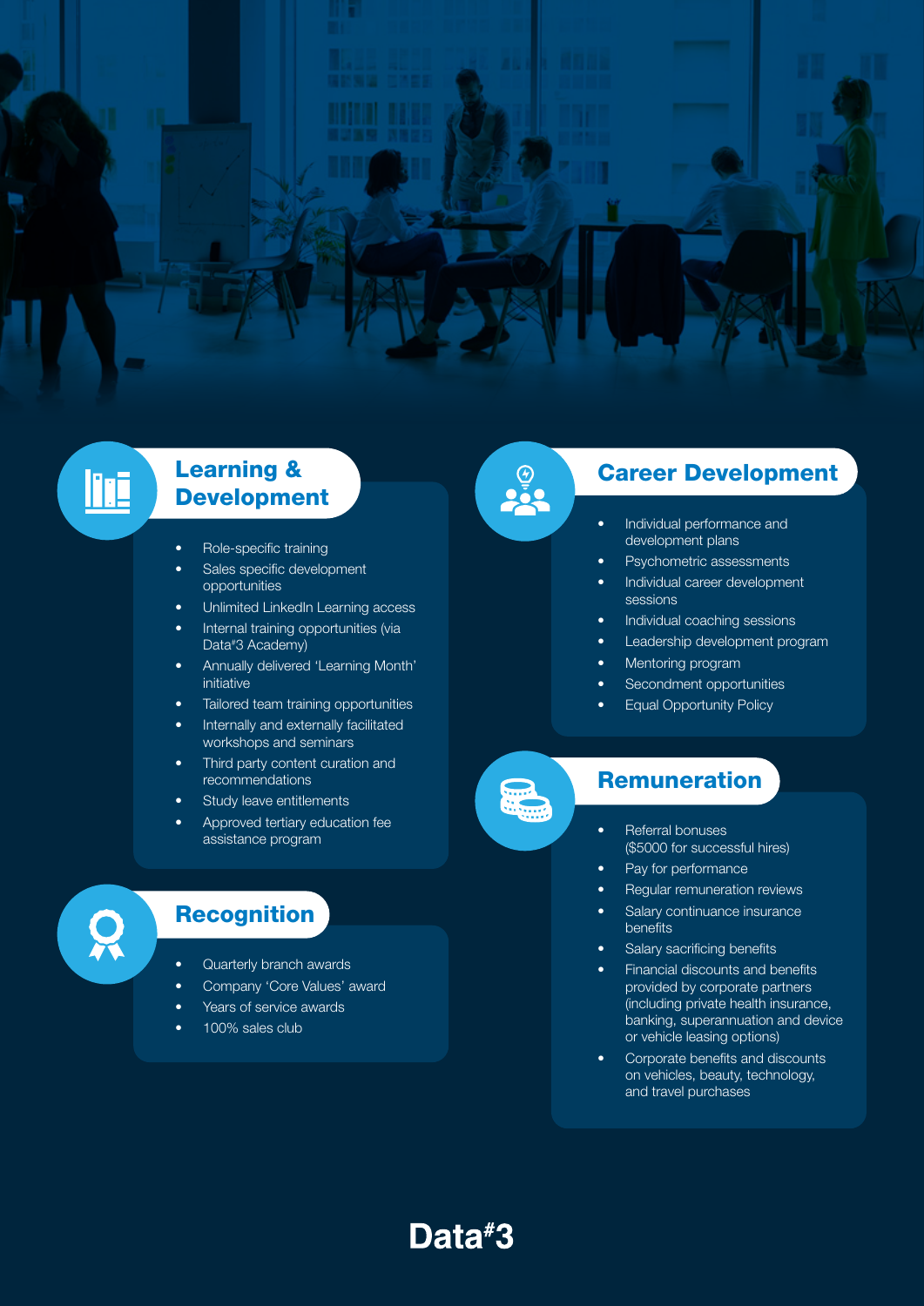## Learning & Development

- Role-specific training
- Sales specific development opportunities
- Unlimited LinkedIn Learning access
- Internal training opportunities (via Data#3 Academy)
- Annually delivered 'Learning Month' initiative
- Tailored team training opportunities
- Internally and externally facilitated workshops and seminars
- Third party content curation and recommendations
- Study leave entitlements
- Approved tertiary education fee assistance program

## Recognition

- Quarterly branch awards
- Company 'Core Values' award
- Years of service awards
- 100% sales club

## Career Development

- Individual performance and development plans
- Psychometric assessments
- Individual career development sessions
- Individual coaching sessions
- Leadership development program
- Mentoring program
- Secondment opportunities
- Equal Opportunity Policy

## Remuneration

- Referral bonuses ($5000 for successful hires)
- Pay for performance
- Regular remuneration reviews
- Salary continuance insurance benefits
- Salary sacrificing benefits
- Financial discounts and benefits provided by corporate partners (including private health insurance, banking, superannuation and device or vehicle leasing options)
- Corporate benefits and discounts on vehicles, beauty, technology, and travel purchases

Data#3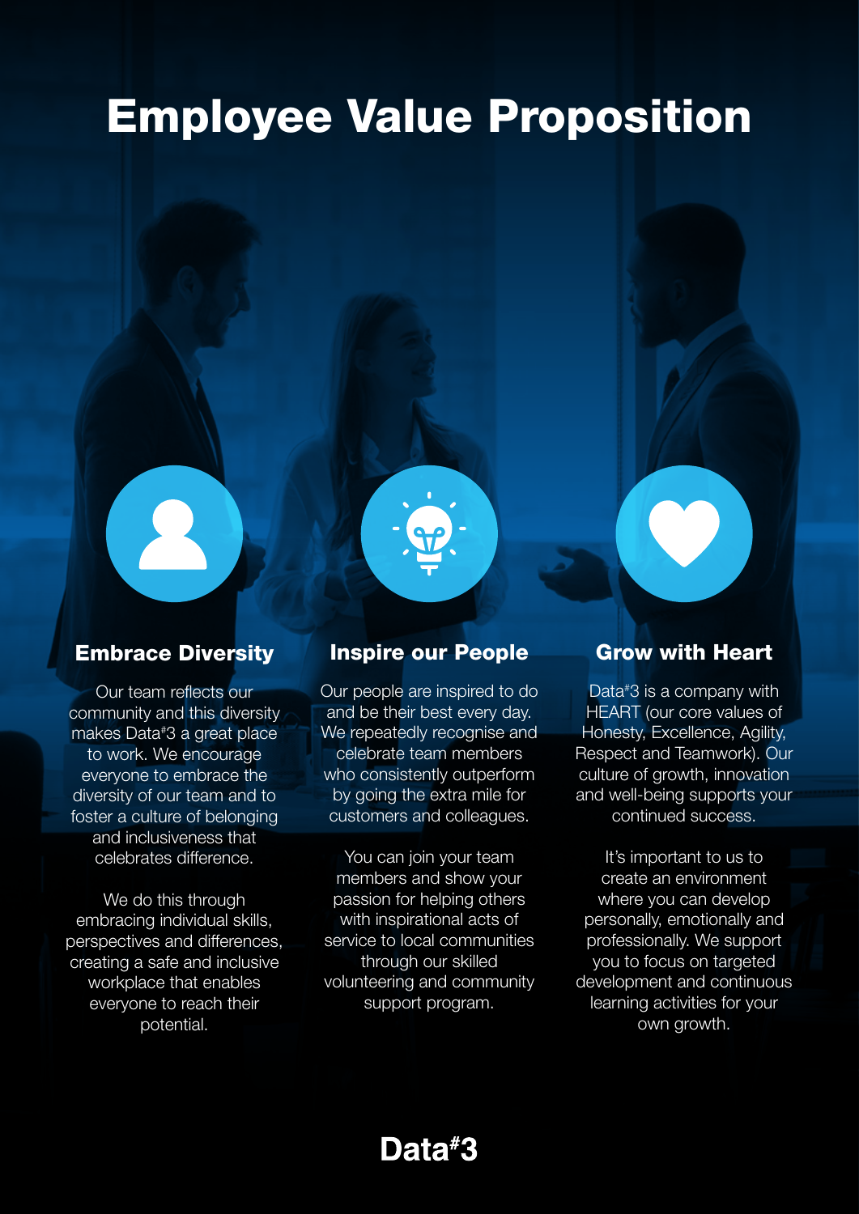# Employee Value Proposition

## Embrace Diversity

Our team reflects our community and this diversity makes Data#3 a great place to work. We encourage everyone to embrace the diversity of our team and to foster a culture of belonging and inclusiveness that celebrates difference.

We do this through embracing individual skills, perspectives and differences, creating a safe and inclusive workplace that enables everyone to reach their potential.

## Inspire our People

Our people are inspired to do and be their best every day. We repeatedly recognise and celebrate team members who consistently outperform by going the extra mile for customers and colleagues.

You can join your team members and show your passion for helping others with inspirational acts of service to local communities through our skilled volunteering and community support program.

## Grow with Heart

Data#3 is a company with HEART (our core values of Honesty, Excellence, Agility, Respect and Teamwork). Our culture of growth, innovation and well-being supports your continued success.

It's important to us to create an environment where you can develop personally, emotionally and professionally. We support you to focus on targeted development and continuous learning activities for your own growth.

Data#3